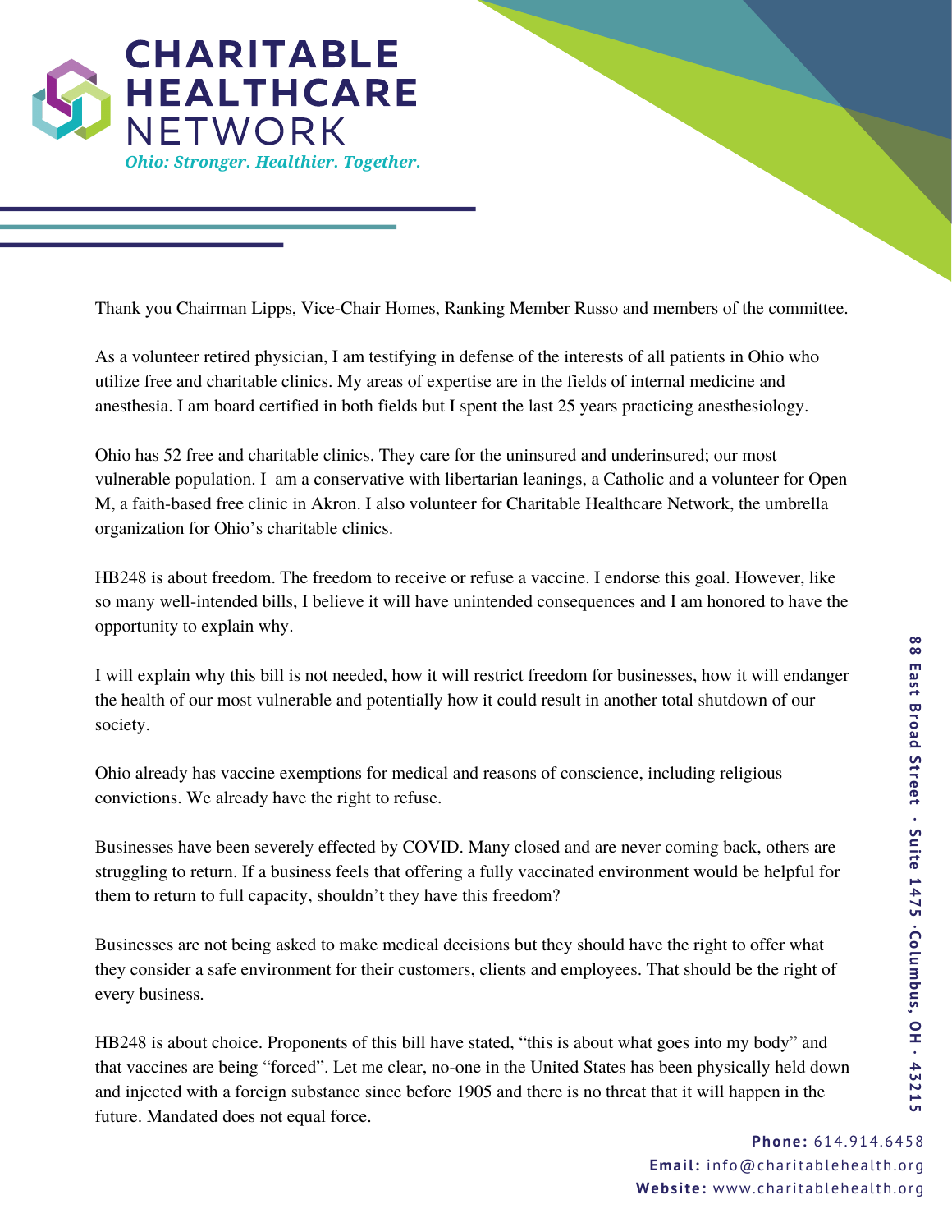# CHARITABLE HEALTHCARE NETWORK

*Ohio: Stronger. Healthier. Together.*

Thank you Chairman Lipps, Vice-Chair Homes, Ranking Member Russo and members of the committee.

As a volunteer retired physician, I am testifying in defense of the interests of all patients in Ohio who utilize free and charitable clinics. My areas of expertise are in the fields of internal medicine and anesthesia. I am board certified in both fields but I spent the last 25 years practicing anesthesiology.

Ohio has 52 free and charitable clinics. They care for the uninsured and underinsured; our most vulnerable population. I am a conservative with libertarian leanings, a Catholic and a volunteer for Open M, a faith-based free clinic in Akron. I also volunteer for Charitable Healthcare Network, the umbrella organization for Ohio's charitable clinics.

HB248 is about freedom. The freedom to receive or refuse a vaccine. I endorse this goal. However, like so many well-intended bills, I believe it will have unintended consequences and I am honored to have the opportunity to explain why.

I will explain why this bill is not needed, how it will restrict freedom for businesses, how it will endanger the health of our most vulnerable and potentially how it could result in another total shutdown of our society.

Ohio already has vaccine exemptions for medical and reasons of conscience, including religious convictions. We already have the right to refuse.

Businesses have been severely effected by COVID. Many closed and are never coming back, others are struggling to return. If a business feels that offering a fully vaccinated environment would be helpful for them to return to full capacity, shouldn't they have this freedom?

Businesses are not being asked to make medical decisions but they should have the right to offer what they consider a safe environment for their customers, clients and employees. That should be the right of every business.

HB248 is about choice. Proponents of this bill have stated, "this is about what goes into my body" and that vaccines are being "forced". Let me clear, no-one in the United States has been physically held down and injected with a foreign substance since before 1905 and there is no threat that it will happen in the future. Mandated does not equal force.

88 East Broad Street · Suite 1475 · Columbus, OH · 43215

**Phone:** 614.914.6458
**Email:** info@charitablehealth.org
**Website:** www.charitablehealth.org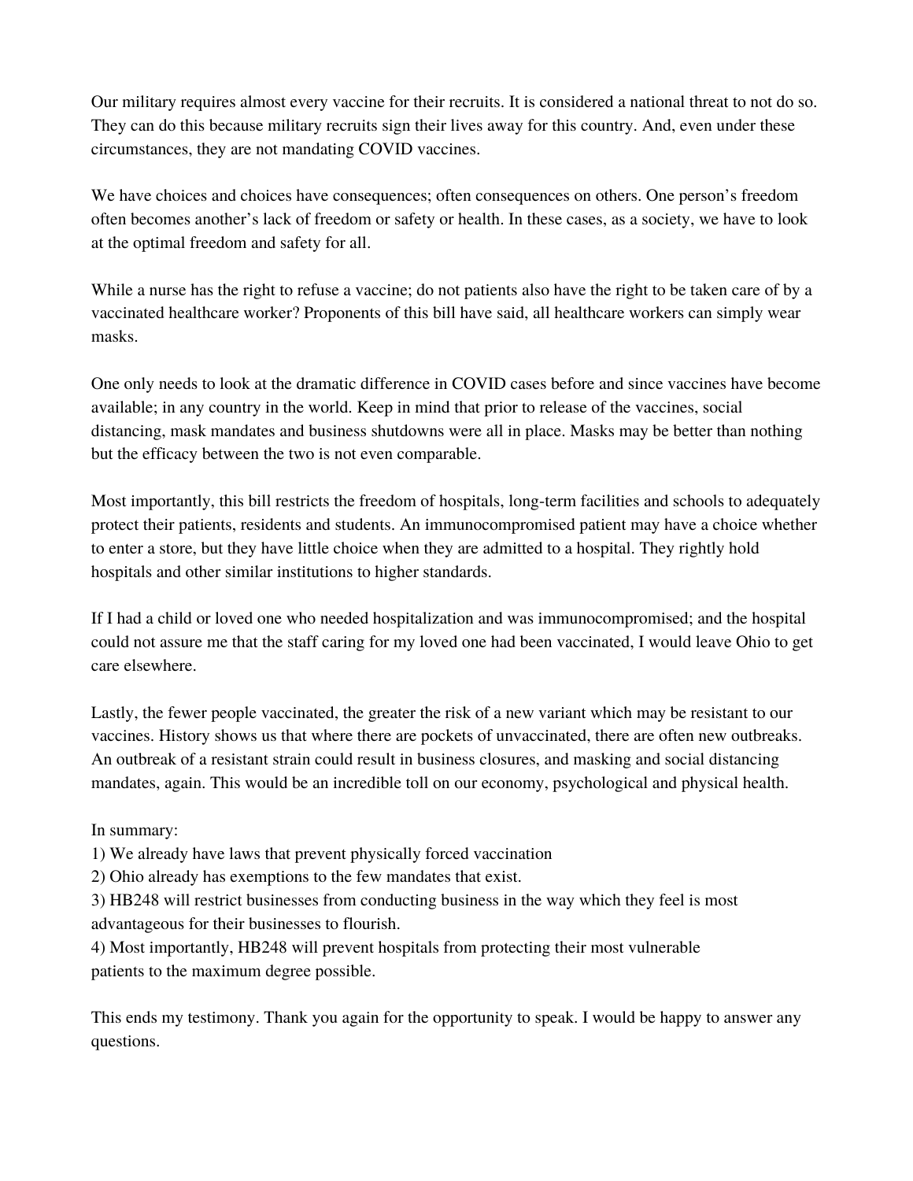Our military requires almost every vaccine for their recruits. It is considered a national threat to not do so. They can do this because military recruits sign their lives away for this country. And, even under these circumstances, they are not mandating COVID vaccines.

We have choices and choices have consequences; often consequences on others. One person's freedom often becomes another's lack of freedom or safety or health. In these cases, as a society, we have to look at the optimal freedom and safety for all.

While a nurse has the right to refuse a vaccine; do not patients also have the right to be taken care of by a vaccinated healthcare worker? Proponents of this bill have said, all healthcare workers can simply wear masks.

One only needs to look at the dramatic difference in COVID cases before and since vaccines have become available; in any country in the world. Keep in mind that prior to release of the vaccines, social distancing, mask mandates and business shutdowns were all in place. Masks may be better than nothing but the efficacy between the two is not even comparable.

Most importantly, this bill restricts the freedom of hospitals, long-term facilities and schools to adequately protect their patients, residents and students. An immunocompromised patient may have a choice whether to enter a store, but they have little choice when they are admitted to a hospital. They rightly hold hospitals and other similar institutions to higher standards.

If I had a child or loved one who needed hospitalization and was immunocompromised; and the hospital could not assure me that the staff caring for my loved one had been vaccinated, I would leave Ohio to get care elsewhere.

Lastly, the fewer people vaccinated, the greater the risk of a new variant which may be resistant to our vaccines. History shows us that where there are pockets of unvaccinated, there are often new outbreaks. An outbreak of a resistant strain could result in business closures, and masking and social distancing mandates, again. This would be an incredible toll on our economy, psychological and physical health.

In summary:

1) We already have laws that prevent physically forced vaccination
2) Ohio already has exemptions to the few mandates that exist.
3) HB248 will restrict businesses from conducting business in the way which they feel is most advantageous for their businesses to flourish.
4) Most importantly, HB248 will prevent hospitals from protecting their most vulnerable patients to the maximum degree possible.

This ends my testimony. Thank you again for the opportunity to speak. I would be happy to answer any questions.